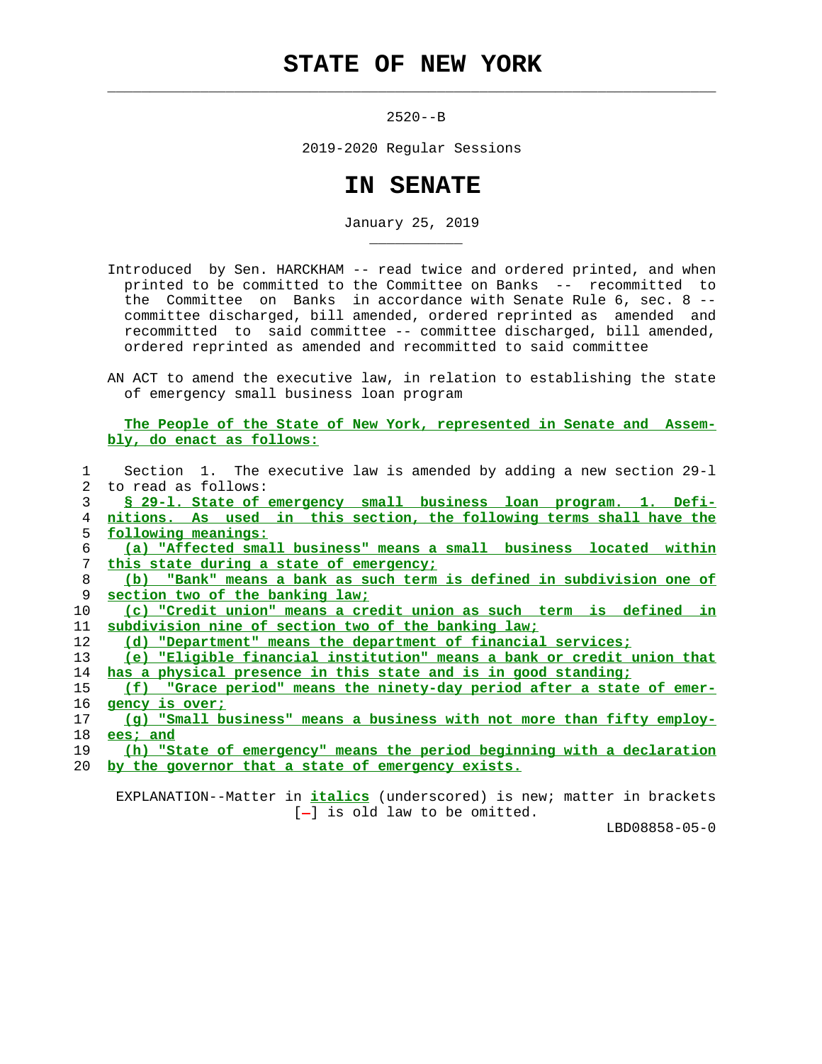# STATE OF NEW YORK

2520--B

2019-2020 Regular Sessions

# IN SENATE

January 25, 2019

Introduced by Sen. HARCKHAM -- read twice and ordered printed, and when printed to be committed to the Committee on Banks -- recommitted to the Committee on Banks in accordance with Senate Rule 6, sec. 8 -- committee discharged, bill amended, ordered reprinted as amended and recommitted to said committee -- committee discharged, bill amended, ordered reprinted as amended and recommitted to said committee

AN ACT to amend the executive law, in relation to establishing the state of emergency small business loan program

**The People of the State of New York, represented in Senate and Assembly, do enact as follows:**

1 Section 1. The executive law is amended by adding a new section 29-l
2 to read as follows:
3 **§ 29-l. State of emergency small business loan program. 1. Defi-**
4 **nitions. As used in this section, the following terms shall have the**
5 **following meanings:**
6 **(a) "Affected small business" means a small business located within**
7 **this state during a state of emergency;**
8 **(b) "Bank" means a bank as such term is defined in subdivision one of**
9 **section two of the banking law;**
10 **(c) "Credit union" means a credit union as such term is defined in**
11 **subdivision nine of section two of the banking law;**
12 **(d) "Department" means the department of financial services;**
13 **(e) "Eligible financial institution" means a bank or credit union that**
14 **has a physical presence in this state and is in good standing;**
15 **(f) "Grace period" means the ninety-day period after a state of emer-**
16 **gency is over;**
17 **(g) "Small business" means a business with not more than fifty employ-**
18 **ees; and**
19 **(h) "State of emergency" means the period beginning with a declaration**
20 **by the governor that a state of emergency exists.**

EXPLANATION--Matter in ***italics*** (underscored) is new; matter in brackets [-] is old law to be omitted.

LBD08858-05-0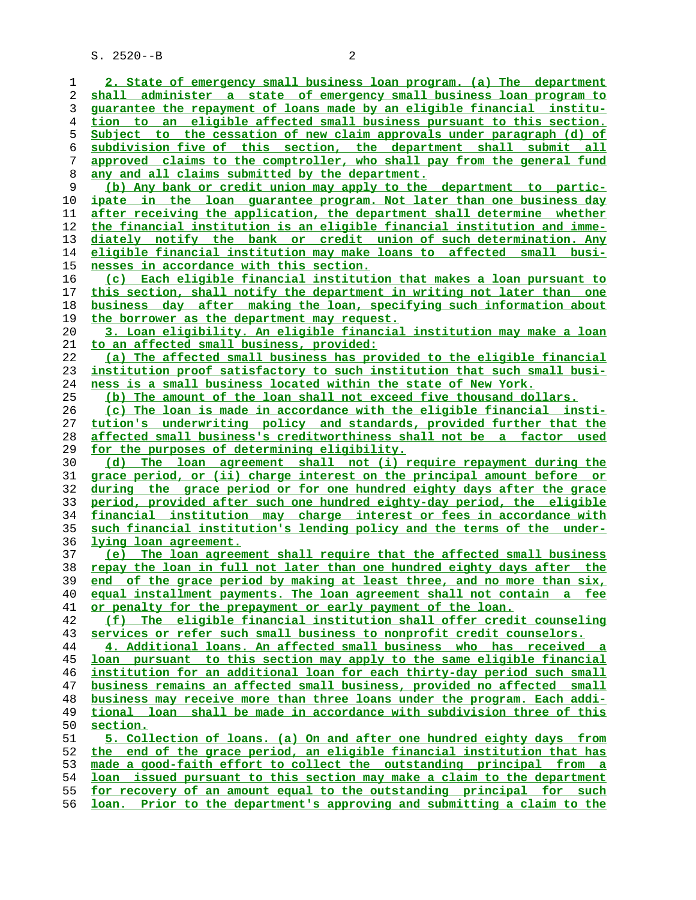2. State of emergency small business loan program. (a) The department shall administer a state of emergency small business loan program to guarantee the repayment of loans made by an eligible financial institution to an eligible affected small business pursuant to this section. Subject to the cessation of new claim approvals under paragraph (d) of subdivision five of this section, the department shall submit all approved claims to the comptroller, who shall pay from the general fund any and all claims submitted by the department.

(b) Any bank or credit union may apply to the department to participate in the loan guarantee program. Not later than one business day after receiving the application, the department shall determine whether the financial institution is an eligible financial institution and immediately notify the bank or credit union of such determination. Any eligible financial institution may make loans to affected small businesses in accordance with this section.

(c) Each eligible financial institution that makes a loan pursuant to this section, shall notify the department in writing not later than one business day after making the loan, specifying such information about the borrower as the department may request.

3. Loan eligibility. An eligible financial institution may make a loan to an affected small business, provided:

(a) The affected small business has provided to the eligible financial institution proof satisfactory to such institution that such small business is a small business located within the state of New York.

(b) The amount of the loan shall not exceed five thousand dollars.

(c) The loan is made in accordance with the eligible financial institution's underwriting policy and standards, provided further that the affected small business's creditworthiness shall not be a factor used for the purposes of determining eligibility.

(d) The loan agreement shall not (i) require repayment during the grace period, or (ii) charge interest on the principal amount before or during the grace period or for one hundred eighty days after the grace period, provided after such one hundred eighty-day period, the eligible financial institution may charge interest or fees in accordance with such financial institution's lending policy and the terms of the underlying loan agreement.

(e) The loan agreement shall require that the affected small business repay the loan in full not later than one hundred eighty days after the end of the grace period by making at least three, and no more than six, equal installment payments. The loan agreement shall not contain a fee or penalty for the prepayment or early payment of the loan.

(f) The eligible financial institution shall offer credit counseling services or refer such small business to nonprofit credit counselors.

4. Additional loans. An affected small business who has received a loan pursuant to this section may apply to the same eligible financial institution for an additional loan for each thirty-day period such small business remains an affected small business, provided no affected small business may receive more than three loans under the program. Each additional loan shall be made in accordance with subdivision three of this section.

5. Collection of loans. (a) On and after one hundred eighty days from the end of the grace period, an eligible financial institution that has made a good-faith effort to collect the outstanding principal from a loan issued pursuant to this section may make a claim to the department for recovery of an amount equal to the outstanding principal for such loan. Prior to the department's approving and submitting a claim to the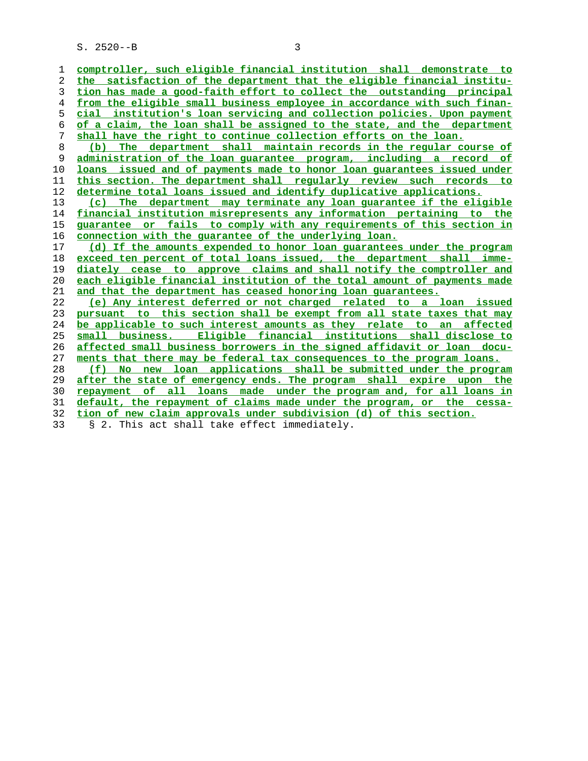comptroller, such eligible financial institution shall demonstrate to the satisfaction of the department that the eligible financial institution has made a good-faith effort to collect the outstanding principal from the eligible small business employee in accordance with such financial institution's loan servicing and collection policies. Upon payment of a claim, the loan shall be assigned to the state, and the department shall have the right to continue collection efforts on the loan.

(b) The department shall maintain records in the regular course of administration of the loan guarantee program, including a record of loans issued and of payments made to honor loan guarantees issued under this section. The department shall regularly review such records to determine total loans issued and identify duplicative applications.

(c) The department may terminate any loan guarantee if the eligible financial institution misrepresents any information pertaining to the guarantee or fails to comply with any requirements of this section in connection with the guarantee of the underlying loan.

(d) If the amounts expended to honor loan guarantees under the program exceed ten percent of total loans issued, the department shall immediately cease to approve claims and shall notify the comptroller and each eligible financial institution of the total amount of payments made and that the department has ceased honoring loan guarantees.

(e) Any interest deferred or not charged related to a loan issued pursuant to this section shall be exempt from all state taxes that may be applicable to such interest amounts as they relate to an affected small business. Eligible financial institutions shall disclose to affected small business borrowers in the signed affidavit or loan documents that there may be federal tax consequences to the program loans.

(f) No new loan applications shall be submitted under the program after the state of emergency ends. The program shall expire upon the repayment of all loans made under the program and, for all loans in default, the repayment of claims made under the program, or the cessation of new claim approvals under subdivision (d) of this section.

§ 2. This act shall take effect immediately.